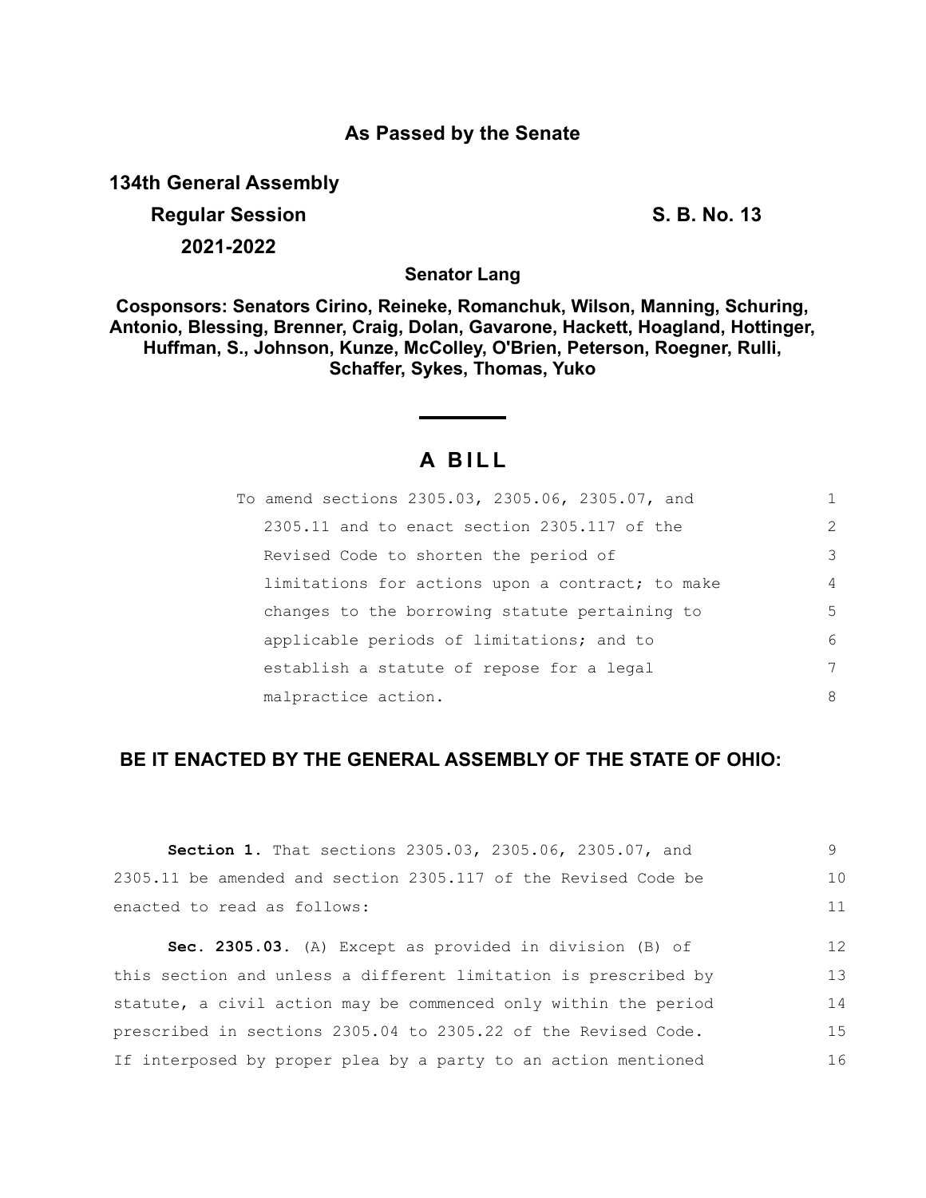**As Passed by the Senate**

**134th General Assembly**

**Regular Session** **S. B. No. 13**

**2021-2022**

**Senator Lang**

**Cosponsors: Senators Cirino, Reineke, Romanchuk, Wilson, Manning, Schuring, Antonio, Blessing, Brenner, Craig, Dolan, Gavarone, Hackett, Hoagland, Hottinger, Huffman, S., Johnson, Kunze, McColley, O'Brien, Peterson, Roegner, Rulli, Schaffer, Sykes, Thomas, Yuko**

# A BILL

To amend sections 2305.03, 2305.06, 2305.07, and 2305.11 and to enact section 2305.117 of the Revised Code to shorten the period of limitations for actions upon a contract; to make changes to the borrowing statute pertaining to applicable periods of limitations; and to establish a statute of repose for a legal malpractice action.

**BE IT ENACTED BY THE GENERAL ASSEMBLY OF THE STATE OF OHIO:**

**Section 1.** That sections 2305.03, 2305.06, 2305.07, and 2305.11 be amended and section 2305.117 of the Revised Code be enacted to read as follows:

**Sec. 2305.03.** (A) Except as provided in division (B) of this section and unless a different limitation is prescribed by statute, a civil action may be commenced only within the period prescribed in sections 2305.04 to 2305.22 of the Revised Code. If interposed by proper plea by a party to an action mentioned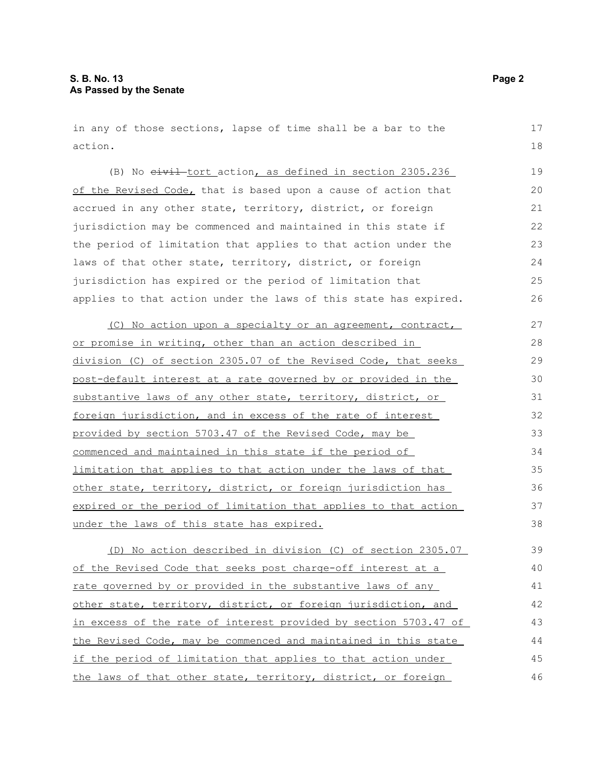in any of those sections, lapse of time shall be a bar to the action.

(B) No ~~civil~~ tort action, as defined in section 2305.236 of the Revised Code, that is based upon a cause of action that accrued in any other state, territory, district, or foreign jurisdiction may be commenced and maintained in this state if the period of limitation that applies to that action under the laws of that other state, territory, district, or foreign jurisdiction has expired or the period of limitation that applies to that action under the laws of this state has expired.

(C) No action upon a specialty or an agreement, contract, or promise in writing, other than an action described in division (C) of section 2305.07 of the Revised Code, that seeks post-default interest at a rate governed by or provided in the substantive laws of any other state, territory, district, or foreign jurisdiction, and in excess of the rate of interest provided by section 5703.47 of the Revised Code, may be commenced and maintained in this state if the period of limitation that applies to that action under the laws of that other state, territory, district, or foreign jurisdiction has expired or the period of limitation that applies to that action under the laws of this state has expired.

(D) No action described in division (C) of section 2305.07 of the Revised Code that seeks post charge-off interest at a rate governed by or provided in the substantive laws of any other state, territory, district, or foreign jurisdiction, and in excess of the rate of interest provided by section 5703.47 of the Revised Code, may be commenced and maintained in this state if the period of limitation that applies to that action under the laws of that other state, territory, district, or foreign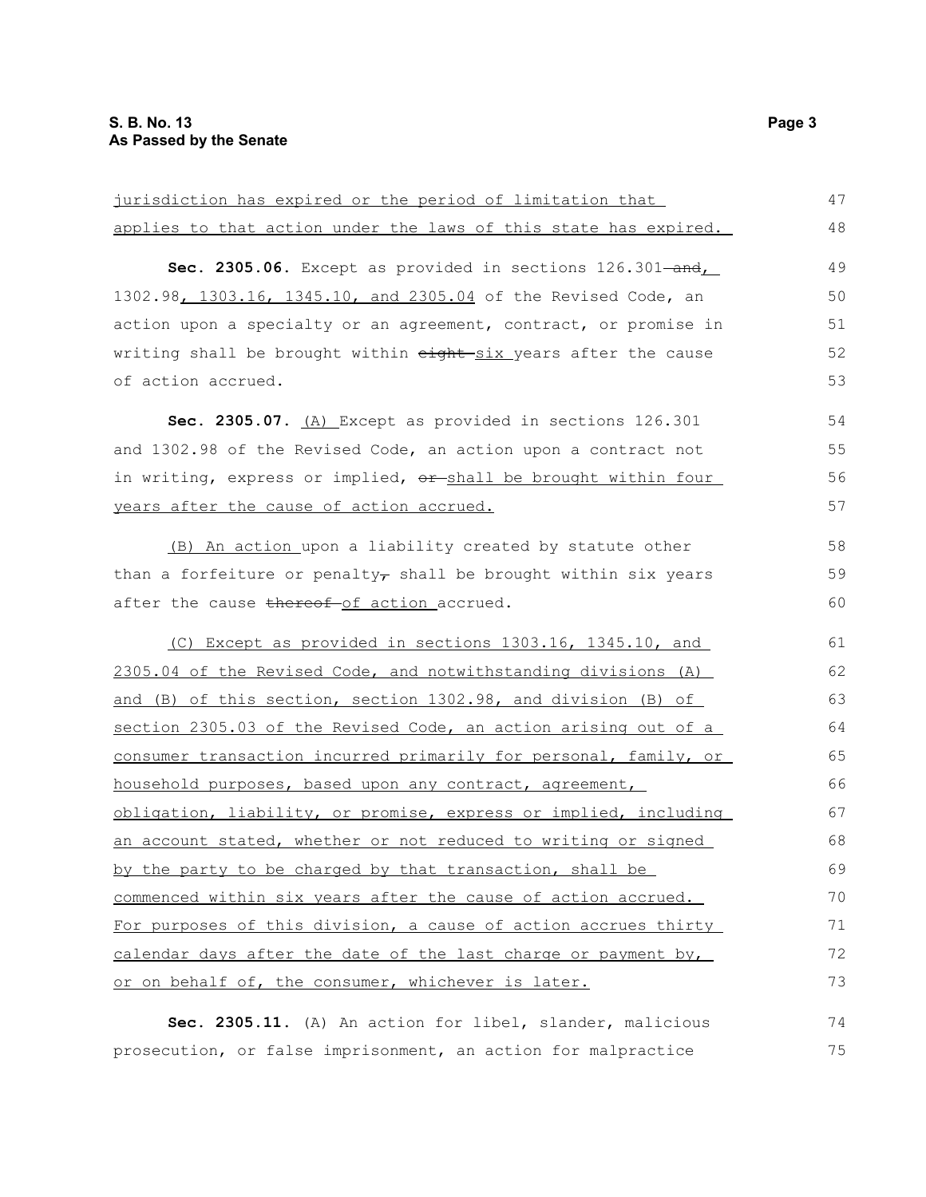jurisdiction has expired or the period of limitation that applies to that action under the laws of this state has expired.

**Sec. 2305.06.** Except as provided in sections 126.301 ~~and~~, 1302.98, 1303.16, 1345.10, and 2305.04 of the Revised Code, an action upon a specialty or an agreement, contract, or promise in writing shall be brought within ~~eight~~ six years after the cause of action accrued.

**Sec. 2305.07.** (A) Except as provided in sections 126.301 and 1302.98 of the Revised Code, an action upon a contract not in writing, express or implied, ~~or~~ shall be brought within four years after the cause of action accrued.

(B) An action upon a liability created by statute other than a forfeiture or penalty~~,~~ shall be brought within six years after the cause ~~thereof~~ of action accrued.

(C) Except as provided in sections 1303.16, 1345.10, and 2305.04 of the Revised Code, and notwithstanding divisions (A) and (B) of this section, section 1302.98, and division (B) of section 2305.03 of the Revised Code, an action arising out of a consumer transaction incurred primarily for personal, family, or household purposes, based upon any contract, agreement, obligation, liability, or promise, express or implied, including an account stated, whether or not reduced to writing or signed by the party to be charged by that transaction, shall be commenced within six years after the cause of action accrued. For purposes of this division, a cause of action accrues thirty calendar days after the date of the last charge or payment by, or on behalf of, the consumer, whichever is later.

**Sec. 2305.11.** (A) An action for libel, slander, malicious prosecution, or false imprisonment, an action for malpractice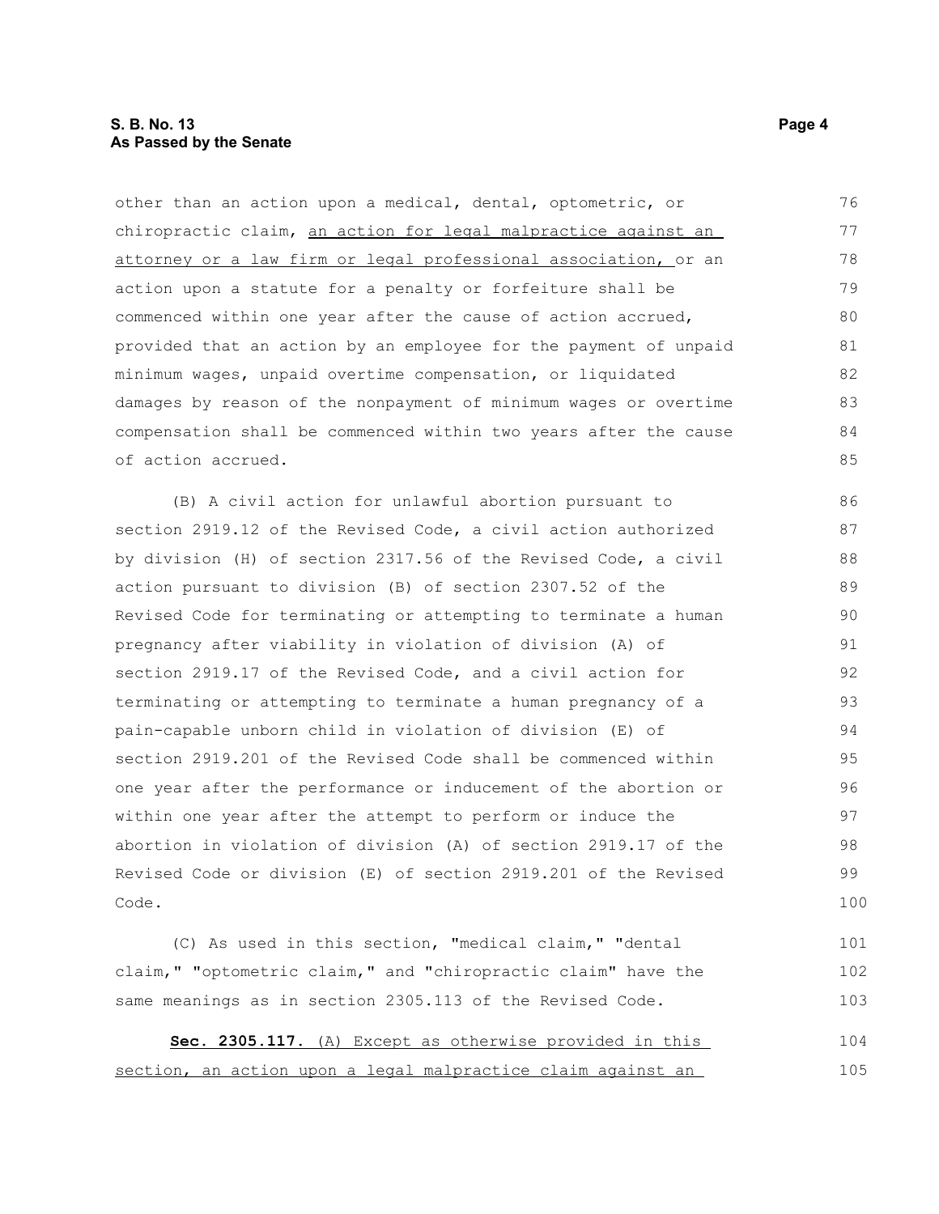other than an action upon a medical, dental, optometric, or chiropractic claim, an action for legal malpractice against an attorney or a law firm or legal professional association, or an action upon a statute for a penalty or forfeiture shall be commenced within one year after the cause of action accrued, provided that an action by an employee for the payment of unpaid minimum wages, unpaid overtime compensation, or liquidated damages by reason of the nonpayment of minimum wages or overtime compensation shall be commenced within two years after the cause of action accrued.

(B) A civil action for unlawful abortion pursuant to section 2919.12 of the Revised Code, a civil action authorized by division (H) of section 2317.56 of the Revised Code, a civil action pursuant to division (B) of section 2307.52 of the Revised Code for terminating or attempting to terminate a human pregnancy after viability in violation of division (A) of section 2919.17 of the Revised Code, and a civil action for terminating or attempting to terminate a human pregnancy of a pain-capable unborn child in violation of division (E) of section 2919.201 of the Revised Code shall be commenced within one year after the performance or inducement of the abortion or within one year after the attempt to perform or induce the abortion in violation of division (A) of section 2919.17 of the Revised Code or division (E) of section 2919.201 of the Revised Code.

(C) As used in this section, "medical claim," "dental claim," "optometric claim," and "chiropractic claim" have the same meanings as in section 2305.113 of the Revised Code.

**Sec. 2305.117.** (A) Except as otherwise provided in this section, an action upon a legal malpractice claim against an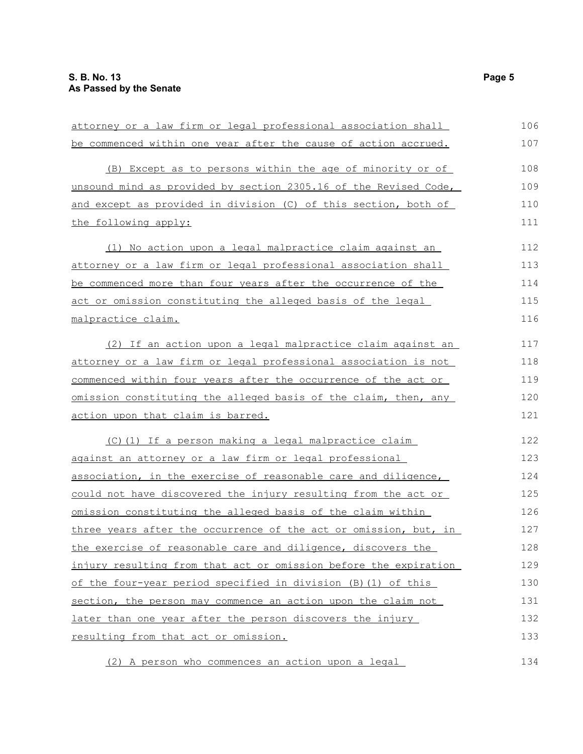attorney or a law firm or legal professional association shall be commenced within one year after the cause of action accrued.

(B) Except as to persons within the age of minority or of unsound mind as provided by section 2305.16 of the Revised Code, and except as provided in division (C) of this section, both of the following apply:

(1) No action upon a legal malpractice claim against an attorney or a law firm or legal professional association shall be commenced more than four years after the occurrence of the act or omission constituting the alleged basis of the legal malpractice claim.

(2) If an action upon a legal malpractice claim against an attorney or a law firm or legal professional association is not commenced within four years after the occurrence of the act or omission constituting the alleged basis of the claim, then, any action upon that claim is barred.

(C)(1) If a person making a legal malpractice claim against an attorney or a law firm or legal professional association, in the exercise of reasonable care and diligence, could not have discovered the injury resulting from the act or omission constituting the alleged basis of the claim within three years after the occurrence of the act or omission, but, in the exercise of reasonable care and diligence, discovers the injury resulting from that act or omission before the expiration of the four-year period specified in division (B)(1) of this section, the person may commence an action upon the claim not later than one year after the person discovers the injury resulting from that act or omission.

(2) A person who commences an action upon a legal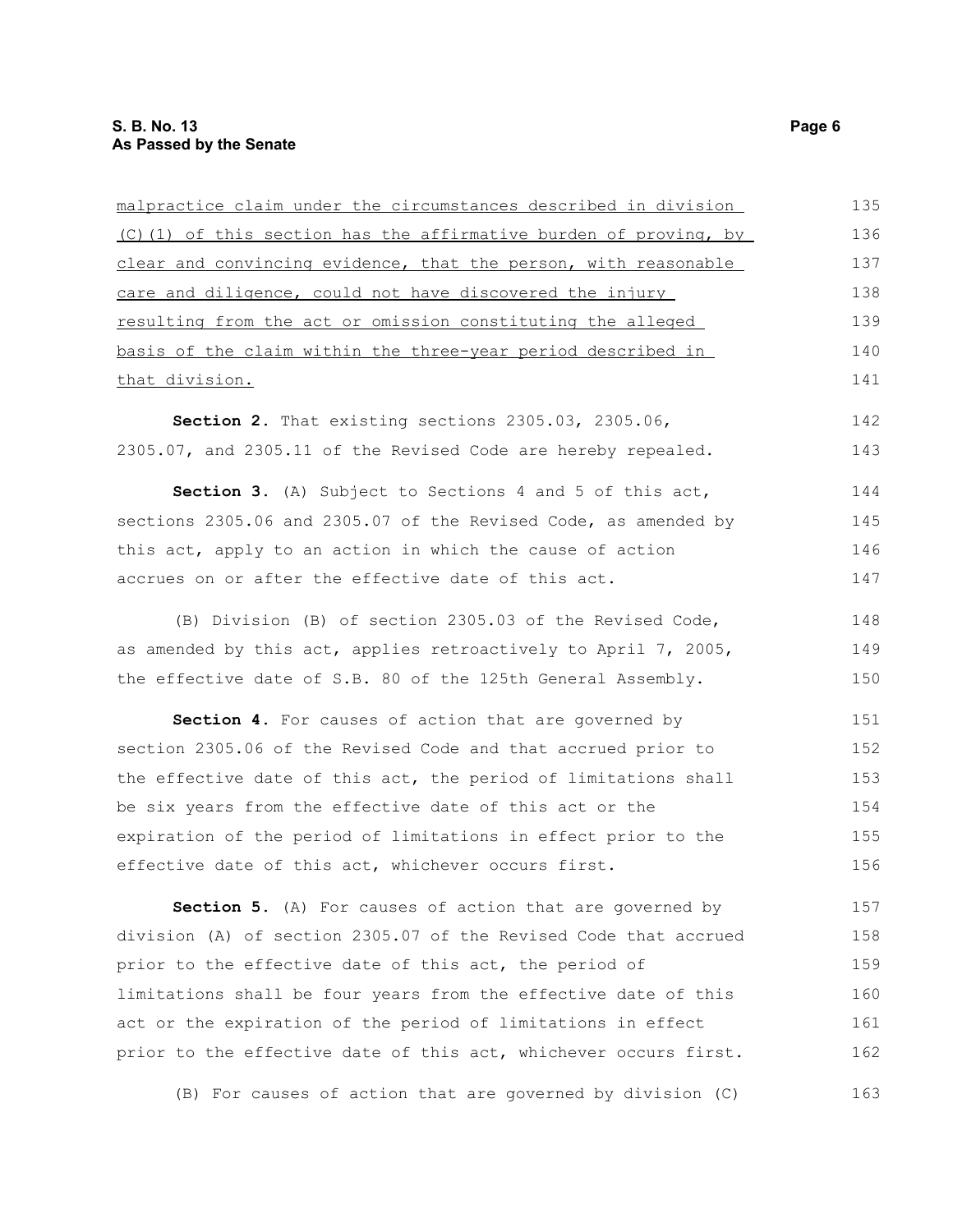malpractice claim under the circumstances described in division (C)(1) of this section has the affirmative burden of proving, by clear and convincing evidence, that the person, with reasonable care and diligence, could not have discovered the injury resulting from the act or omission constituting the alleged basis of the claim within the three-year period described in that division.

**Section 2.** That existing sections 2305.03, 2305.06, 2305.07, and 2305.11 of the Revised Code are hereby repealed.

**Section 3.** (A) Subject to Sections 4 and 5 of this act, sections 2305.06 and 2305.07 of the Revised Code, as amended by this act, apply to an action in which the cause of action accrues on or after the effective date of this act.

(B) Division (B) of section 2305.03 of the Revised Code, as amended by this act, applies retroactively to April 7, 2005, the effective date of S.B. 80 of the 125th General Assembly.

**Section 4.** For causes of action that are governed by section 2305.06 of the Revised Code and that accrued prior to the effective date of this act, the period of limitations shall be six years from the effective date of this act or the expiration of the period of limitations in effect prior to the effective date of this act, whichever occurs first.

**Section 5.** (A) For causes of action that are governed by division (A) of section 2305.07 of the Revised Code that accrued prior to the effective date of this act, the period of limitations shall be four years from the effective date of this act or the expiration of the period of limitations in effect prior to the effective date of this act, whichever occurs first.

(B) For causes of action that are governed by division (C)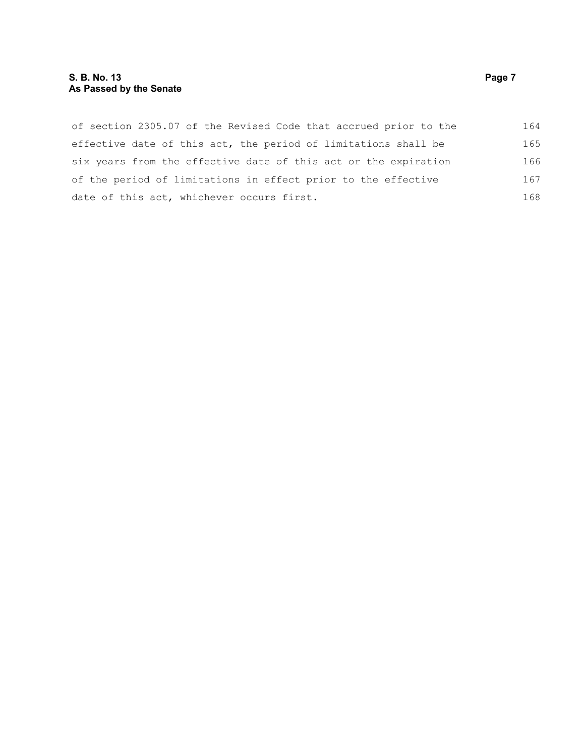of section 2305.07 of the Revised Code that accrued prior to the effective date of this act, the period of limitations shall be six years from the effective date of this act or the expiration of the period of limitations in effect prior to the effective date of this act, whichever occurs first.